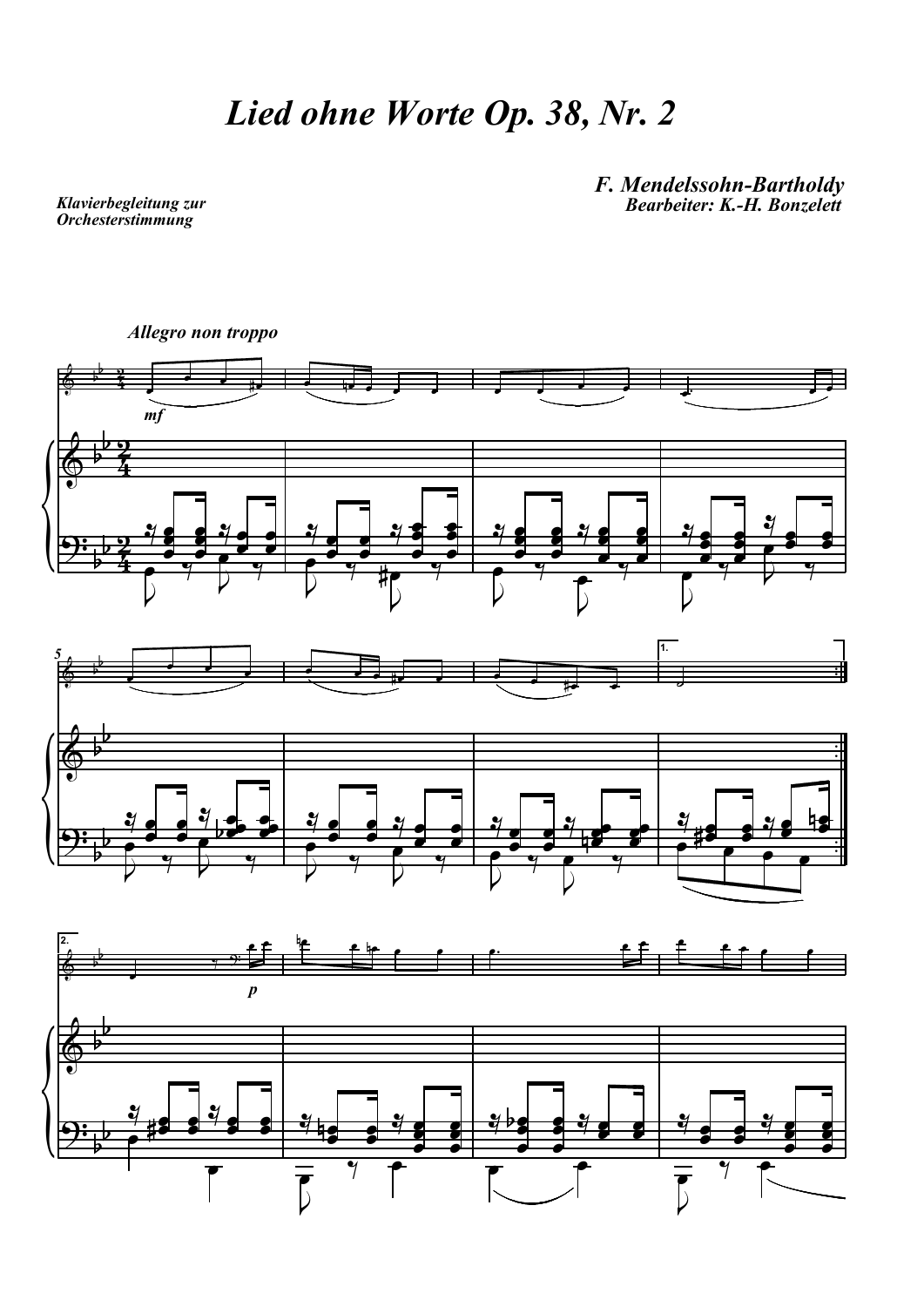# *Lied ohne Worte Op. 38, Nr. 2*

***F. Mendelssohn-Bartholdy***
***Bearbeiter: K.-H. Bonzelett***

***Klavierbegleitung zur Orchesterstimmung***

***Allegro non troppo***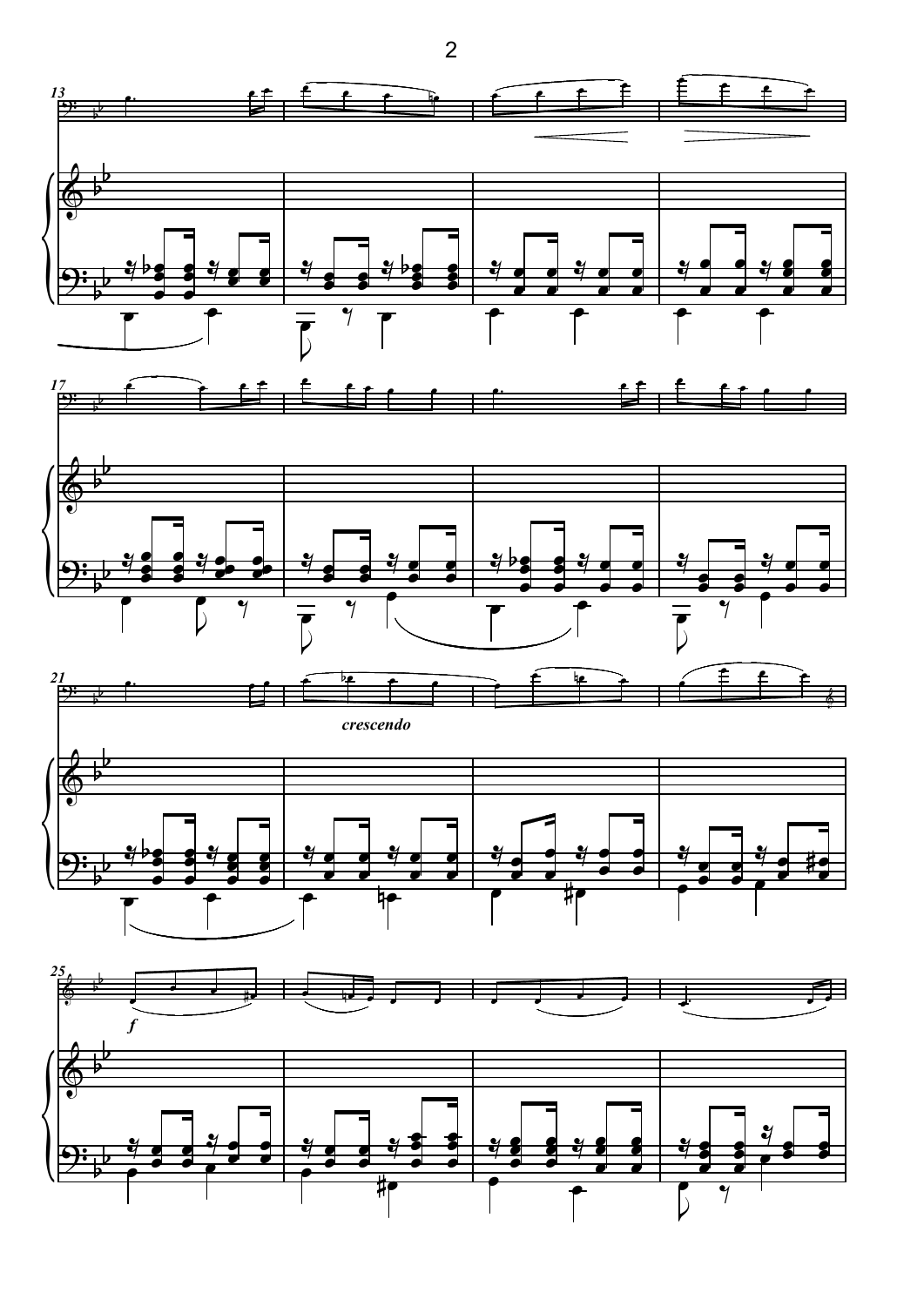*crescendo*

*f*